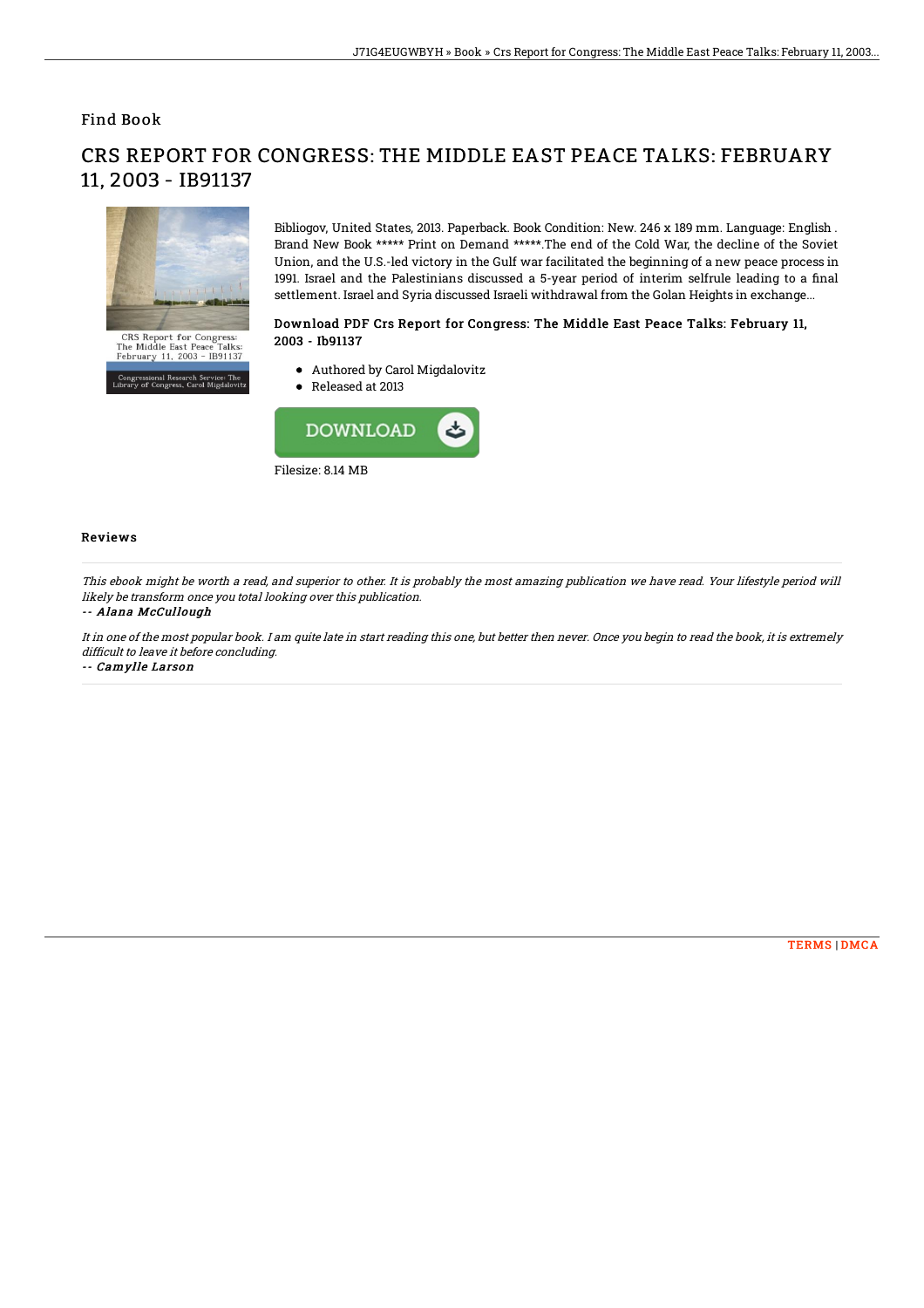## Find Book

# CRS REPORT FOR CONGRESS: THE MIDDLE EAST PEACE TALKS: FEBRUARY 11, 2003 - IB91137

Bibliogov, United States, 2013. Paperback. Book Condition: New. 246 x 189 mm. Language: English . Brand New Book ***** Print on Demand *****.The end of the Cold War, the decline of the Soviet Union, and the U.S.-led victory in the Gulf war facilitated the beginning of a new peace process in 1991. Israel and the Palestinians discussed a 5-year period of interim selfrule leading to a final settlement. Israel and Syria discussed Israeli withdrawal from the Golan Heights in exchange...

### Download PDF Crs Report for Congress: The Middle East Peace Talks: February 11, 2003 - Ib91137

- Authored by Carol Migdalovitz
- Released at 2013

DOWNLOAD

Filesize: 8.14 MB

### Reviews

*This ebook might be worth a read, and superior to other. It is probably the most amazing publication we have read. Your lifestyle period will likely be transform once you total looking over this publication.*

-- ***Alana McCullough***

*It in one of the most popular book. I am quite late in start reading this one, but better then never. Once you begin to read the book, it is extremely difficult to leave it before concluding.*

-- ***Camylle Larson***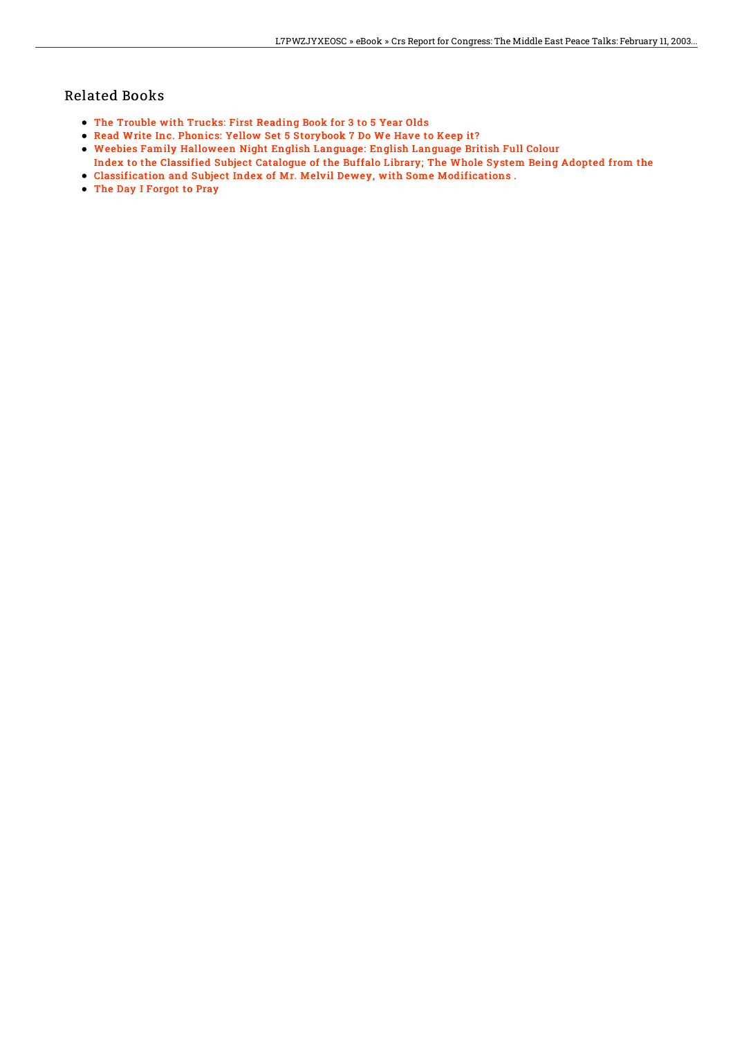## Related Books

- The Trouble with Trucks: First Reading Book for 3 to 5 Year Olds
- Read Write Inc. Phonics: Yellow Set 5 Storybook 7 Do We Have to Keep it?
- Weebies Family Halloween Night English Language: English Language British Full Colour
- Index to the Classified Subject Catalogue of the Buffalo Library; The Whole System Being Adopted from the Classification and Subject Index of Mr. Melvil Dewey, with Some Modifications .
- The Day I Forgot to Pray